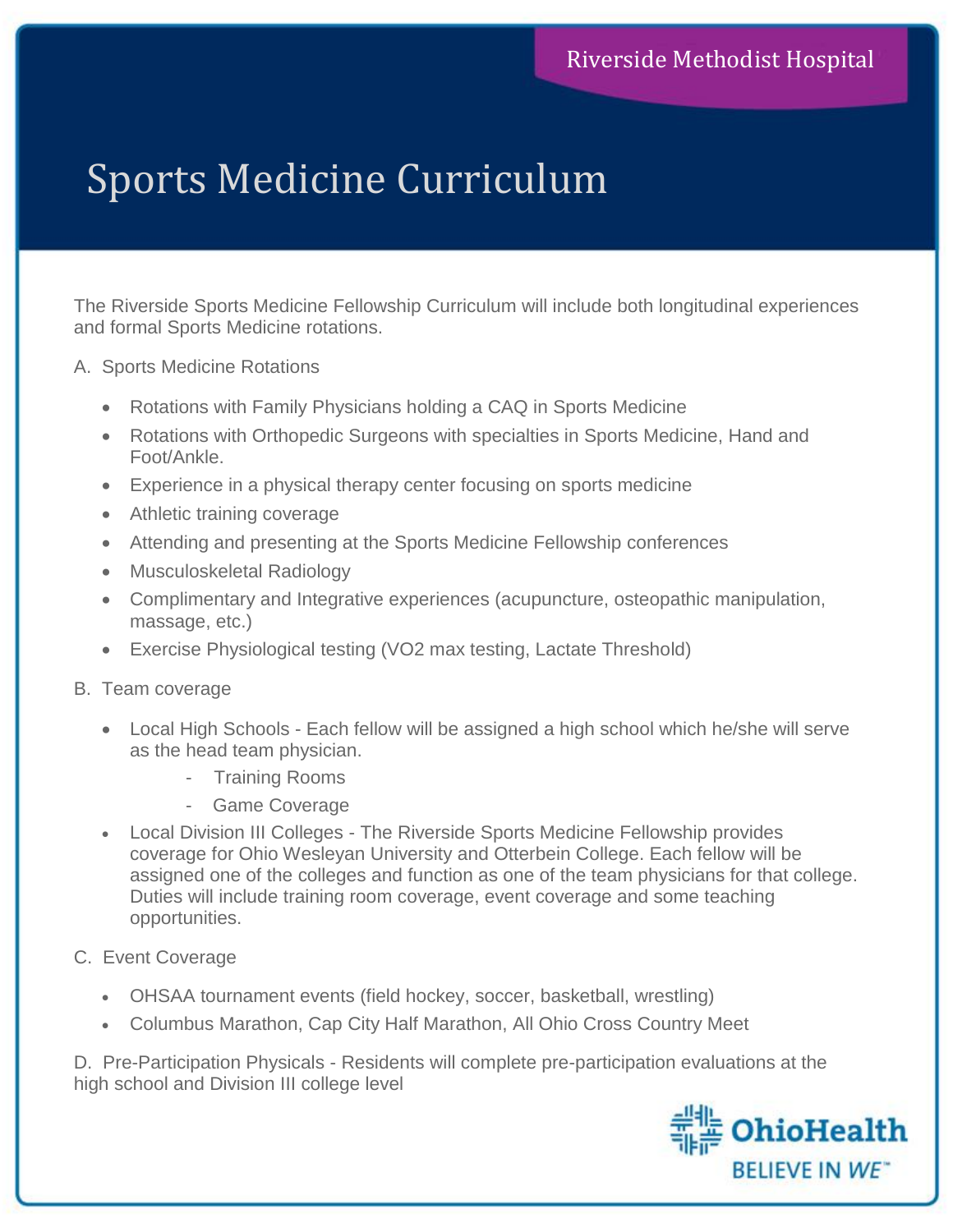Riverside Methodist Hospital

# Sports Medicine Curriculum

The Riverside Sports Medicine Fellowship Curriculum will include both longitudinal experiences and formal Sports Medicine rotations.

A. Sports Medicine Rotations

- Rotations with Family Physicians holding a CAQ in Sports Medicine
- Rotations with Orthopedic Surgeons with specialties in Sports Medicine, Hand and Foot/Ankle.
- Experience in a physical therapy center focusing on sports medicine
- Athletic training coverage
- Attending and presenting at the Sports Medicine Fellowship conferences
- Musculoskeletal Radiology
- Complimentary and Integrative experiences (acupuncture, osteopathic manipulation, massage, etc.)
- Exercise Physiological testing (VO2 max testing, Lactate Threshold)

B. Team coverage

- Local High Schools - Each fellow will be assigned a high school which he/she will serve as the head team physician.
  - Training Rooms
  - Game Coverage
- Local Division III Colleges - The Riverside Sports Medicine Fellowship provides coverage for Ohio Wesleyan University and Otterbein College. Each fellow will be assigned one of the colleges and function as one of the team physicians for that college. Duties will include training room coverage, event coverage and some teaching opportunities.

C. Event Coverage

- OHSAA tournament events (field hockey, soccer, basketball, wrestling)
- Columbus Marathon, Cap City Half Marathon, All Ohio Cross Country Meet

D. Pre-Participation Physicals - Residents will complete pre-participation evaluations at the high school and Division III college level

OhioHealth
BELIEVE IN WE™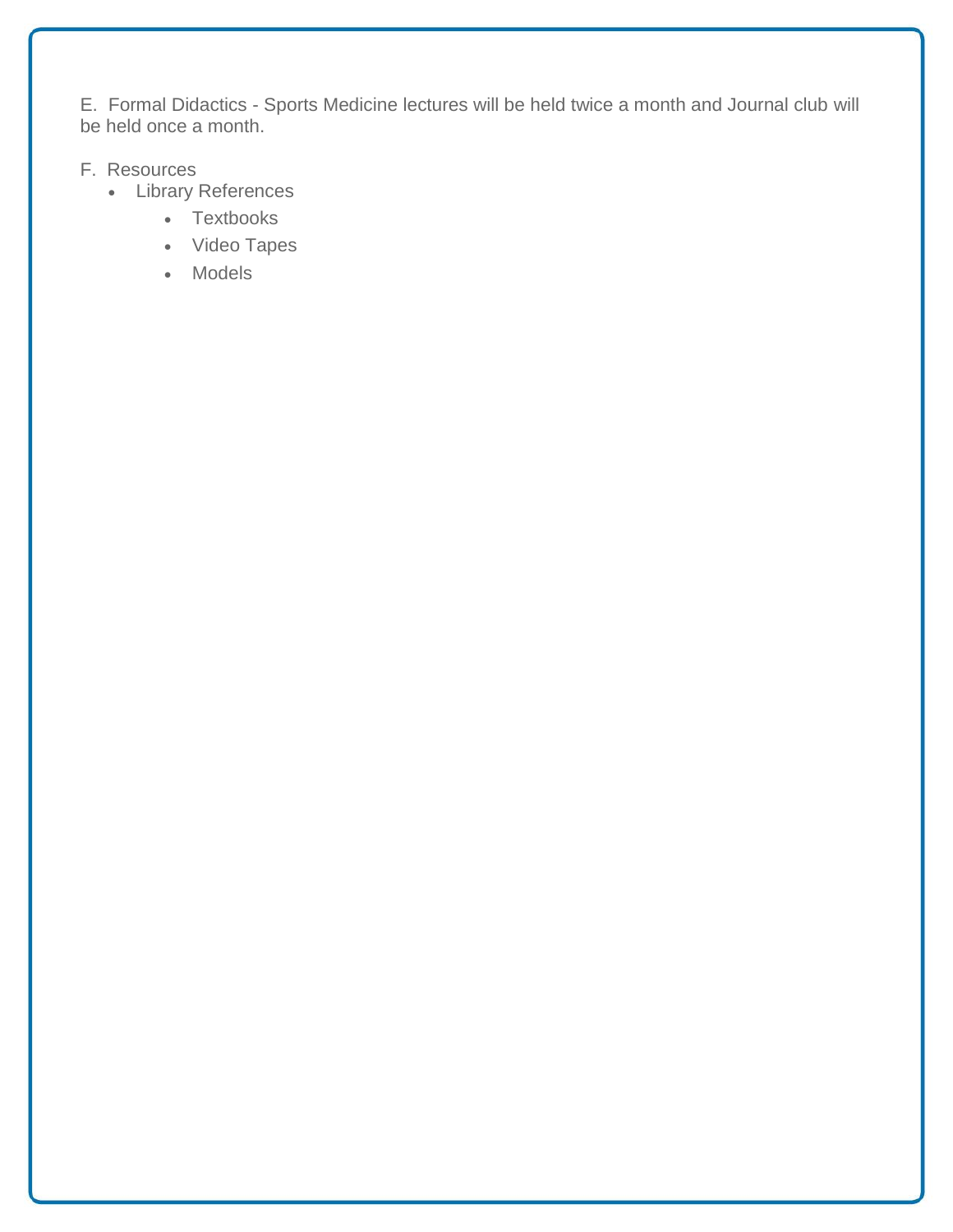E. Formal Didactics - Sports Medicine lectures will be held twice a month and Journal club will be held once a month.

F. Resources

- Library References
  - Textbooks
  - Video Tapes
  - Models